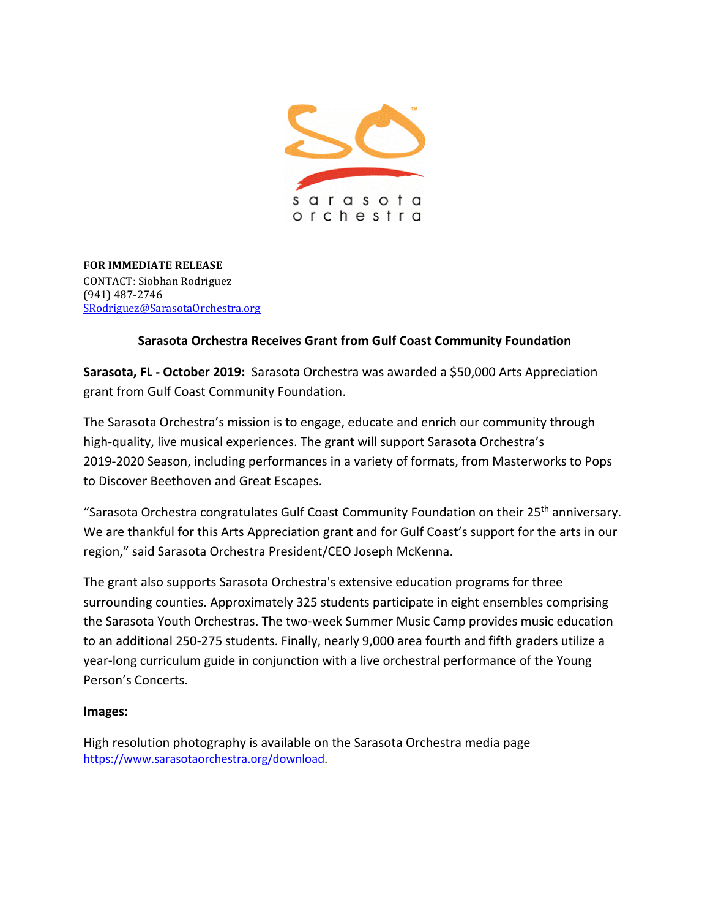**FOR IMMEDIATE RELEASE**
CONTACT: Siobhan Rodriguez
(941) 487-2746
SRodriguez@SarasotaOrchestra.org

**Sarasota Orchestra Receives Grant from Gulf Coast Community Foundation**

**Sarasota, FL - October 2019:** Sarasota Orchestra was awarded a $50,000 Arts Appreciation grant from Gulf Coast Community Foundation.

The Sarasota Orchestra's mission is to engage, educate and enrich our community through high-quality, live musical experiences. The grant will support Sarasota Orchestra's 2019-2020 Season, including performances in a variety of formats, from Masterworks to Pops to Discover Beethoven and Great Escapes.

"Sarasota Orchestra congratulates Gulf Coast Community Foundation on their 25th anniversary. We are thankful for this Arts Appreciation grant and for Gulf Coast's support for the arts in our region," said Sarasota Orchestra President/CEO Joseph McKenna.

The grant also supports Sarasota Orchestra's extensive education programs for three surrounding counties. Approximately 325 students participate in eight ensembles comprising the Sarasota Youth Orchestras. The two-week Summer Music Camp provides music education to an additional 250-275 students. Finally, nearly 9,000 area fourth and fifth graders utilize a year-long curriculum guide in conjunction with a live orchestral performance of the Young Person's Concerts.

**Images:**

High resolution photography is available on the Sarasota Orchestra media page https://www.sarasotaorchestra.org/download.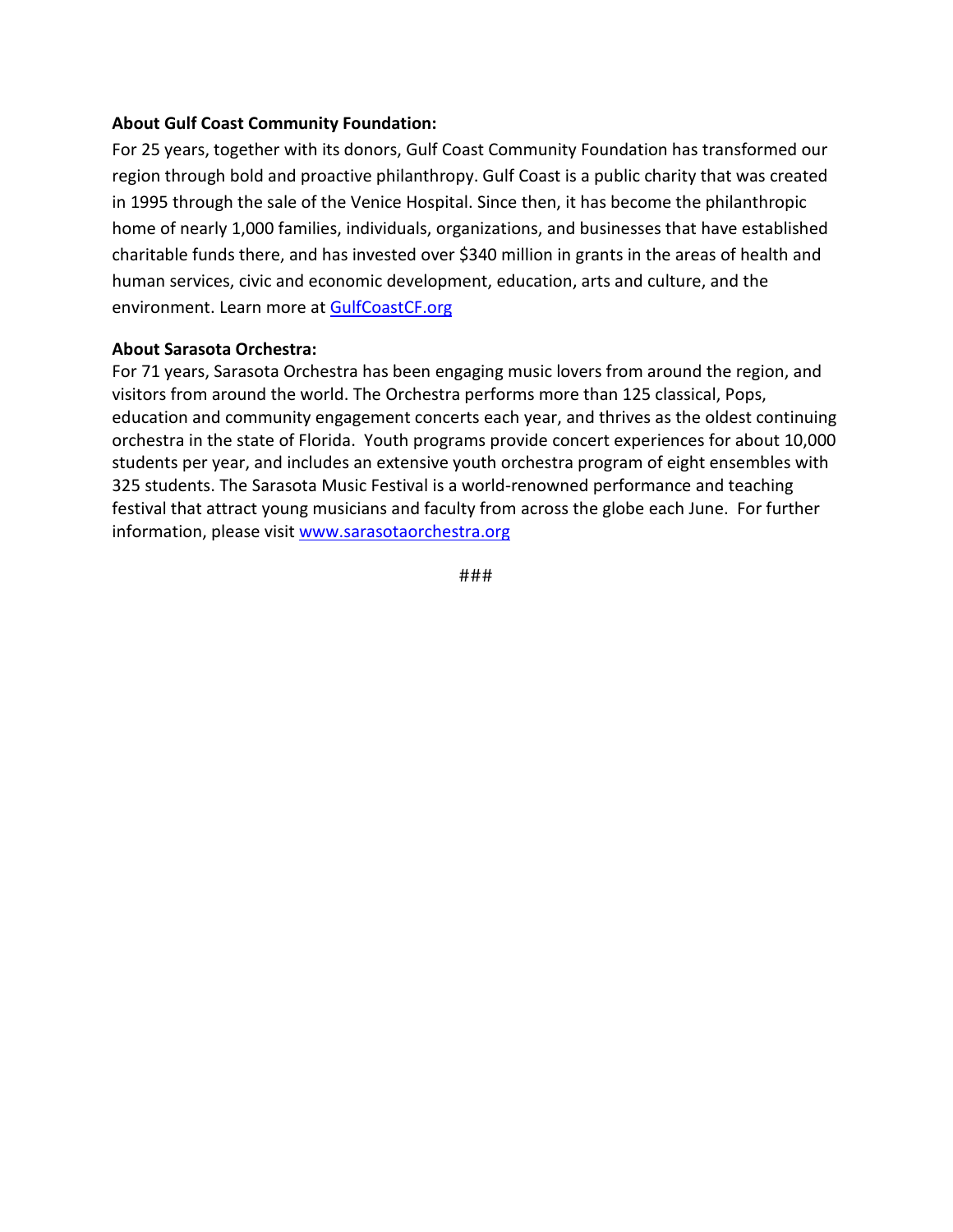**About Gulf Coast Community Foundation:**

For 25 years, together with its donors, Gulf Coast Community Foundation has transformed our region through bold and proactive philanthropy. Gulf Coast is a public charity that was created in 1995 through the sale of the Venice Hospital. Since then, it has become the philanthropic home of nearly 1,000 families, individuals, organizations, and businesses that have established charitable funds there, and has invested over $340 million in grants in the areas of health and human services, civic and economic development, education, arts and culture, and the environment. Learn more at [GulfCoastCF.org](GulfCoastCF.org)

**About Sarasota Orchestra:**

For 71 years, Sarasota Orchestra has been engaging music lovers from around the region, and visitors from around the world. The Orchestra performs more than 125 classical, Pops, education and community engagement concerts each year, and thrives as the oldest continuing orchestra in the state of Florida. Youth programs provide concert experiences for about 10,000 students per year, and includes an extensive youth orchestra program of eight ensembles with 325 students. The Sarasota Music Festival is a world-renowned performance and teaching festival that attract young musicians and faculty from across the globe each June. For further information, please visit [www.sarasotaorchestra.org](www.sarasotaorchestra.org)

###